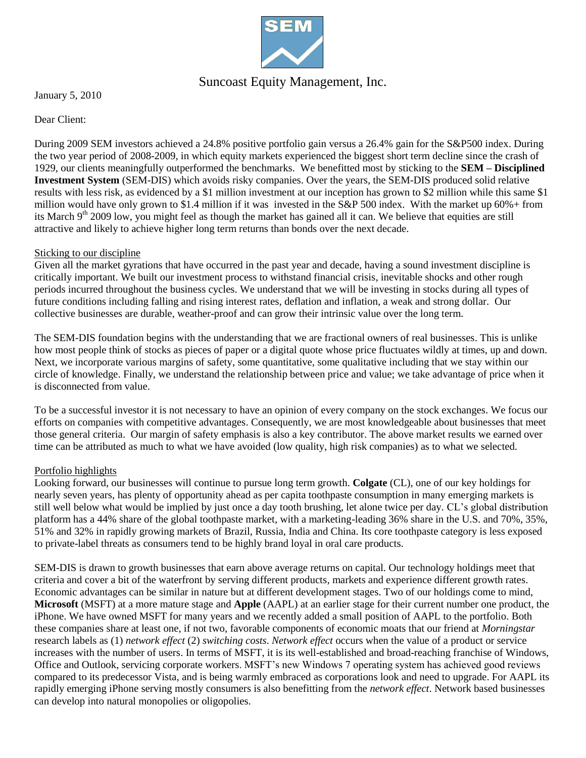SEM

Suncoast Equity Management, Inc.

January 5, 2010

Dear Client:

During 2009 SEM investors achieved a 24.8% positive portfolio gain versus a 26.4% gain for the S&P500 index. During the two year period of 2008-2009, in which equity markets experienced the biggest short term decline since the crash of 1929, our clients meaningfully outperformed the benchmarks. We benefitted most by sticking to the **SEM – Disciplined Investment System** (SEM-DIS) which avoids risky companies. Over the years, the SEM-DIS produced solid relative results with less risk, as evidenced by a $1 million investment at our inception has grown to $2 million while this same $1 million would have only grown to $1.4 million if it was invested in the S&P 500 index. With the market up 60%+ from its March 9th 2009 low, you might feel as though the market has gained all it can. We believe that equities are still attractive and likely to achieve higher long term returns than bonds over the next decade.

## Sticking to our discipline

Given all the market gyrations that have occurred in the past year and decade, having a sound investment discipline is critically important. We built our investment process to withstand financial crisis, inevitable shocks and other rough periods incurred throughout the business cycles. We understand that we will be investing in stocks during all types of future conditions including falling and rising interest rates, deflation and inflation, a weak and strong dollar. Our collective businesses are durable, weather-proof and can grow their intrinsic value over the long term.

The SEM-DIS foundation begins with the understanding that we are fractional owners of real businesses. This is unlike how most people think of stocks as pieces of paper or a digital quote whose price fluctuates wildly at times, up and down. Next, we incorporate various margins of safety, some quantitative, some qualitative including that we stay within our circle of knowledge. Finally, we understand the relationship between price and value; we take advantage of price when it is disconnected from value.

To be a successful investor it is not necessary to have an opinion of every company on the stock exchanges. We focus our efforts on companies with competitive advantages. Consequently, we are most knowledgeable about businesses that meet those general criteria. Our margin of safety emphasis is also a key contributor. The above market results we earned over time can be attributed as much to what we have avoided (low quality, high risk companies) as to what we selected.

## Portfolio highlights

Looking forward, our businesses will continue to pursue long term growth. **Colgate** (CL), one of our key holdings for nearly seven years, has plenty of opportunity ahead as per capita toothpaste consumption in many emerging markets is still well below what would be implied by just once a day tooth brushing, let alone twice per day. CL's global distribution platform has a 44% share of the global toothpaste market, with a marketing-leading 36% share in the U.S. and 70%, 35%, 51% and 32% in rapidly growing markets of Brazil, Russia, India and China. Its core toothpaste category is less exposed to private-label threats as consumers tend to be highly brand loyal in oral care products.

SEM-DIS is drawn to growth businesses that earn above average returns on capital. Our technology holdings meet that criteria and cover a bit of the waterfront by serving different products, markets and experience different growth rates. Economic advantages can be similar in nature but at different development stages. Two of our holdings come to mind, **Microsoft** (MSFT) at a more mature stage and **Apple** (AAPL) at an earlier stage for their current number one product, the iPhone. We have owned MSFT for many years and we recently added a small position of AAPL to the portfolio. Both these companies share at least one, if not two, favorable components of economic moats that our friend at *Morningstar* research labels as (1) *network effect* (2) *switching costs*. *Network effect* occurs when the value of a product or service increases with the number of users. In terms of MSFT, it is its well-established and broad-reaching franchise of Windows, Office and Outlook, servicing corporate workers. MSFT's new Windows 7 operating system has achieved good reviews compared to its predecessor Vista, and is being warmly embraced as corporations look and need to upgrade. For AAPL its rapidly emerging iPhone serving mostly consumers is also benefitting from the *network effect*. Network based businesses can develop into natural monopolies or oligopolies.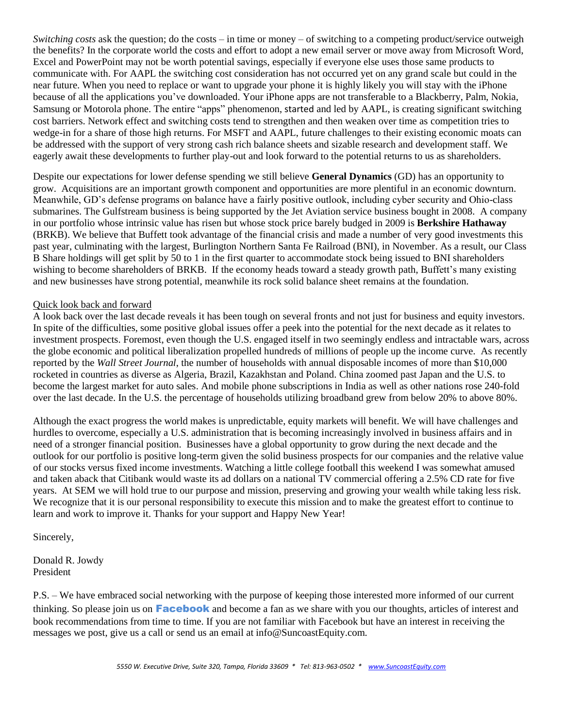*Switching costs* ask the question; do the costs – in time or money – of switching to a competing product/service outweigh the benefits? In the corporate world the costs and effort to adopt a new email server or move away from Microsoft Word, Excel and PowerPoint may not be worth potential savings, especially if everyone else uses those same products to communicate with. For AAPL the switching cost consideration has not occurred yet on any grand scale but could in the near future. When you need to replace or want to upgrade your phone it is highly likely you will stay with the iPhone because of all the applications you've downloaded. Your iPhone apps are not transferable to a Blackberry, Palm, Nokia, Samsung or Motorola phone. The entire "apps" phenomenon, started and led by AAPL, is creating significant switching cost barriers. Network effect and switching costs tend to strengthen and then weaken over time as competition tries to wedge-in for a share of those high returns. For MSFT and AAPL, future challenges to their existing economic moats can be addressed with the support of very strong cash rich balance sheets and sizable research and development staff. We eagerly await these developments to further play-out and look forward to the potential returns to us as shareholders.

Despite our expectations for lower defense spending we still believe **General Dynamics** (GD) has an opportunity to grow. Acquisitions are an important growth component and opportunities are more plentiful in an economic downturn. Meanwhile, GD's defense programs on balance have a fairly positive outlook, including cyber security and Ohio-class submarines. The Gulfstream business is being supported by the Jet Aviation service business bought in 2008. A company in our portfolio whose intrinsic value has risen but whose stock price barely budged in 2009 is **Berkshire Hathaway** (BRKB). We believe that Buffett took advantage of the financial crisis and made a number of very good investments this past year, culminating with the largest, Burlington Northern Santa Fe Railroad (BNI), in November. As a result, our Class B Share holdings will get split by 50 to 1 in the first quarter to accommodate stock being issued to BNI shareholders wishing to become shareholders of BRKB. If the economy heads toward a steady growth path, Buffett's many existing and new businesses have strong potential, meanwhile its rock solid balance sheet remains at the foundation.

Quick look back and forward

A look back over the last decade reveals it has been tough on several fronts and not just for business and equity investors. In spite of the difficulties, some positive global issues offer a peek into the potential for the next decade as it relates to investment prospects. Foremost, even though the U.S. engaged itself in two seemingly endless and intractable wars, across the globe economic and political liberalization propelled hundreds of millions of people up the income curve. As recently reported by the *Wall Street Journal*, the number of households with annual disposable incomes of more than $10,000 rocketed in countries as diverse as Algeria, Brazil, Kazakhstan and Poland. China zoomed past Japan and the U.S. to become the largest market for auto sales. And mobile phone subscriptions in India as well as other nations rose 240-fold over the last decade. In the U.S. the percentage of households utilizing broadband grew from below 20% to above 80%.

Although the exact progress the world makes is unpredictable, equity markets will benefit. We will have challenges and hurdles to overcome, especially a U.S. administration that is becoming increasingly involved in business affairs and in need of a stronger financial position. Businesses have a global opportunity to grow during the next decade and the outlook for our portfolio is positive long-term given the solid business prospects for our companies and the relative value of our stocks versus fixed income investments. Watching a little college football this weekend I was somewhat amused and taken aback that Citibank would waste its ad dollars on a national TV commercial offering a 2.5% CD rate for five years. At SEM we will hold true to our purpose and mission, preserving and growing your wealth while taking less risk. We recognize that it is our personal responsibility to execute this mission and to make the greatest effort to continue to learn and work to improve it. Thanks for your support and Happy New Year!

Sincerely,

Donald R. Jowdy
President

P.S. – We have embraced social networking with the purpose of keeping those interested more informed of our current thinking. So please join us on **Facebook** and become a fan as we share with you our thoughts, articles of interest and book recommendations from time to time. If you are not familiar with Facebook but have an interest in receiving the messages we post, give us a call or send us an email at info@SuncoastEquity.com.

*5550 W. Executive Drive, Suite 320, Tampa, Florida 33609 * Tel: 813-963-0502 * www.SuncoastEquity.com*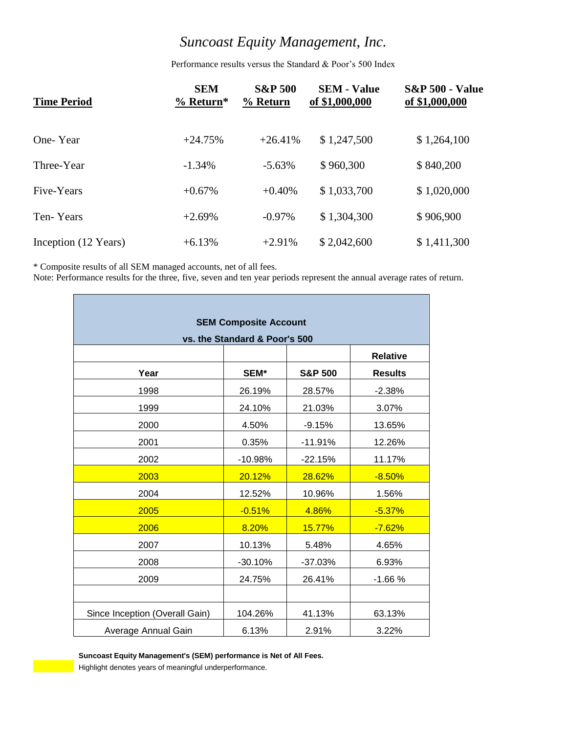# *Suncoast Equity Management, Inc.*

Performance results versus the Standard & Poor's 500 Index

| Time Period | SEM % Return* | S&P 500 % Return | SEM - Value of $1,000,000 | S&P 500 - Value of $1,000,000 |
|---|---|---|---|---|
| One- Year | +24.75% | +26.41% | $ 1,247,500 | $ 1,264,100 |
| Three-Year | -1.34% | -5.63% | $ 960,300 | $ 840,200 |
| Five-Years | +0.67% | +0.40% | $ 1,033,700 | $ 1,020,000 |
| Ten- Years | +2.69% | -0.97% | $ 1,304,300 | $ 906,900 |
| Inception (12 Years) | +6.13% | +2.91% | $ 2,042,600 | $ 1,411,300 |

* Composite results of all SEM managed accounts, net of all fees.
Note: Performance results for the three, five, seven and ten year periods represent the annual average rates of return.

**SEM Composite Account**
**vs. the Standard & Poor's 500**

| Year | SEM* | S&P 500 | Relative Results |
|---|---|---|---|
| 1998 | 26.19% | 28.57% | -2.38% |
| 1999 | 24.10% | 21.03% | 3.07% |
| 2000 | 4.50% | -9.15% | 13.65% |
| 2001 | 0.35% | -11.91% | 12.26% |
| 2002 | -10.98% | -22.15% | 11.17% |
| 2003 | 20.12% | 28.62% | -8.50% |
| 2004 | 12.52% | 10.96% | 1.56% |
| 2005 | -0.51% | 4.86% | -5.37% |
| 2006 | 8.20% | 15.77% | -7.62% |
| 2007 | 10.13% | 5.48% | 4.65% |
| 2008 | -30.10% | -37.03% | 6.93% |
| 2009 | 24.75% | 26.41% | -1.66 % |
| | | | |
| Since Inception (Overall Gain) | 104.26% | 41.13% | 63.13% |
| Average Annual Gain | 6.13% | 2.91% | 3.22% |

**Suncoast Equity Management's (SEM) performance is Net of All Fees.**

Highlight denotes years of meaningful underperformance.